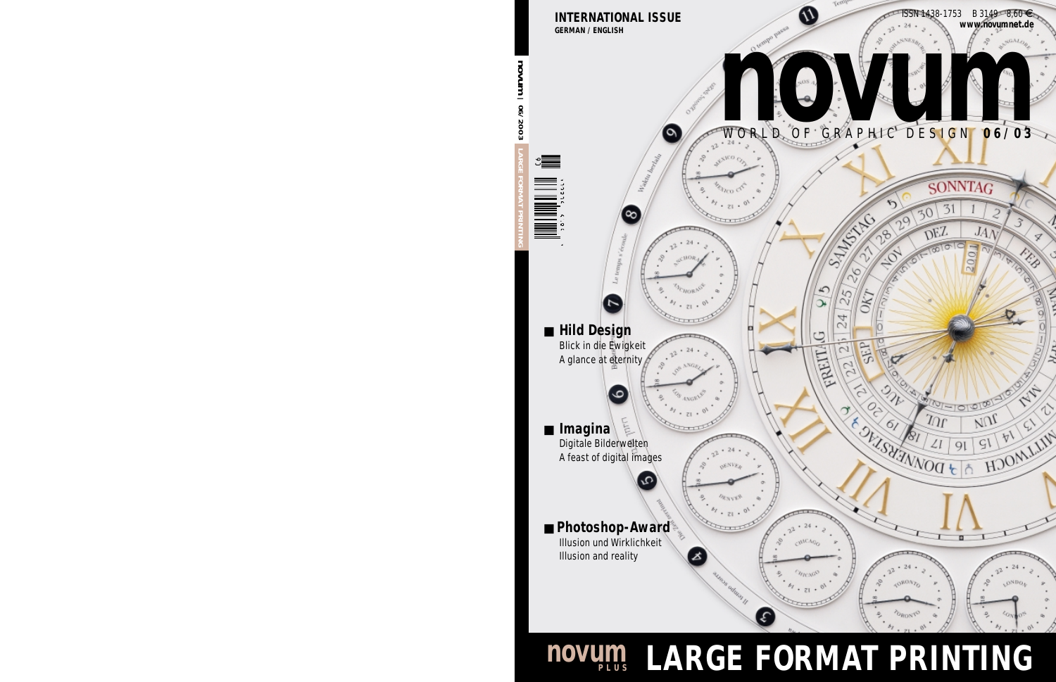INTERNATIONAL ISSUE
GERMAN / ENGLISH

ISSN 1438-1753 B 3149 8,60 €
www.novumnet.de

# novum

WORLD OF GRAPHIC DESIGN **06/03**

novum | 06/ 2003 | LARGE FORMAT PRINTING

- **Hild Design**
  Blick in die Ewigkeit
  A glance at eternity

- **Imagina**
  Digitale Bilderwelten
  A feast of digital images

- **Photoshop-Award**
  Illusion und Wirklichkeit
  Illusion and reality

**novum PLUS LARGE FORMAT PRINTING**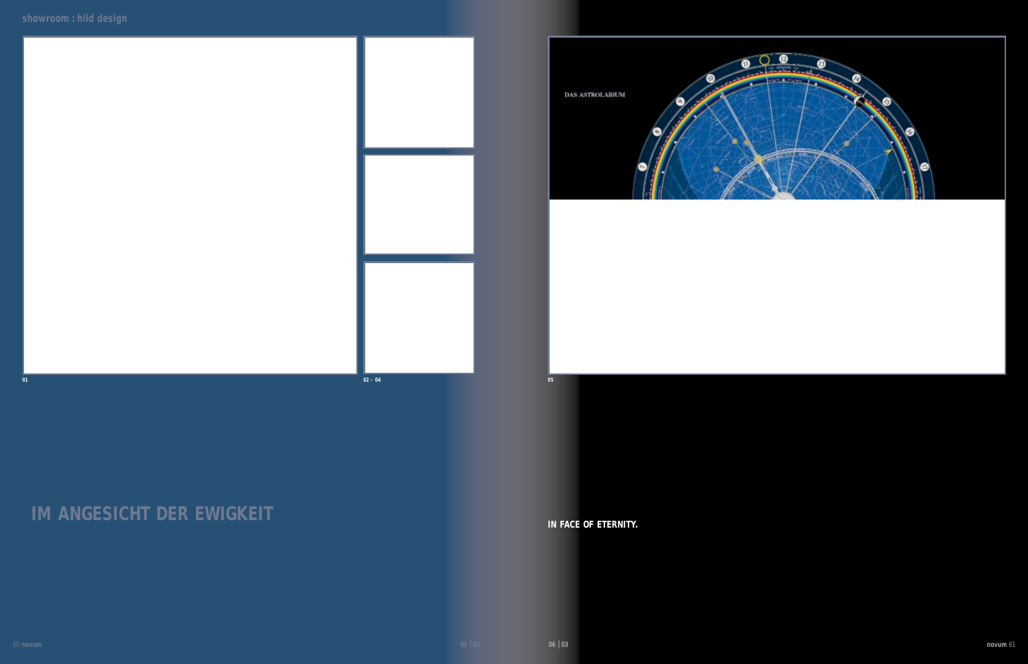01

02 - 04

05

# IM ANGESICHT DER EWIGKEIT

**IN FACE OF ETERNITY.**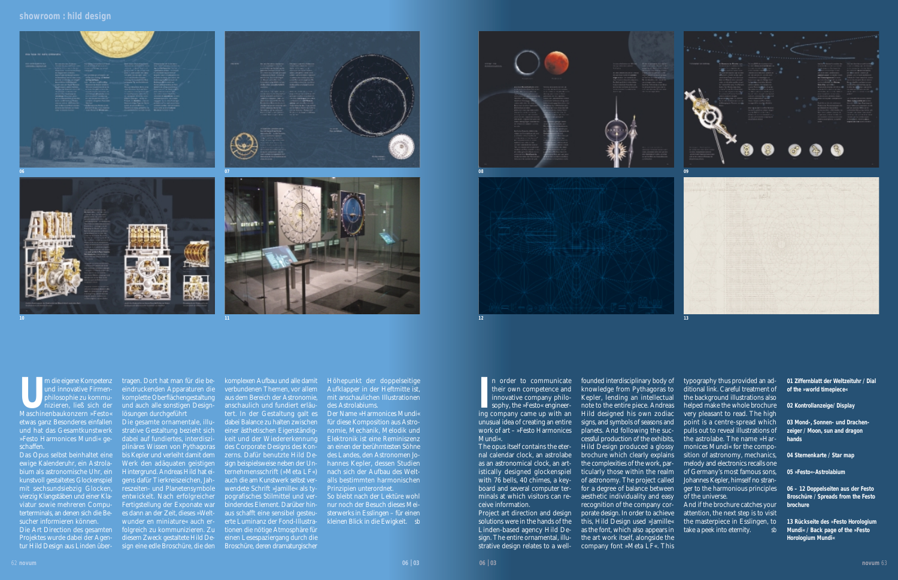## showroom : hild design

Um die eigene Kompetenz und innovative Firmenphilosophie zu kommunizieren, ließ sich der Maschinenbaukonzern »Festo« etwas ganz Besonderes einfallen und hat das Gesamtkunstwerk »Festo Harmonices Mundi« geschaffen.
Das Opus selbst beinhaltet eine ewige Kalenderuhr, ein Astrolabium als astronomische Uhr, ein kunstvoll gestaltetes Glockenspiel mit sechsundsiebzig Glocken, vierzig Klangstäben und einer Klaviatur sowie mehreren Computerterminals, an denen sich die Besucher informieren können.
Die Art Direction des gesamten Projektes wurde dabei der Agentur Hild Design aus Linden übertragen. Dort hat man für die beeindruckenden Apparaturen die komplette Oberflächengestaltung und auch alle sonstigen Designlösungen durchgeführt.
Die gesamte ornamentale, illustrative Gestaltung bezieht sich dabei auf fundiertes, interdisziplinäres Wissen von Pythagoras bis Kepler und verleiht damit dem Werk den adäquaten geistigen Hintergrund. Andreas Hild hat eigens dafür Tierkreiszeichen, Jahreszeiten- und Planetensymbole entwickelt. Nach erfolgreicher Fertigstellung der Exponate war es dann an der Zeit, dieses »Weltwunder en miniature« auch erfolgreich zu kommunizieren. Zu diesem Zweck gestaltete Hild Design eine edle Broschüre, die den komplexen Aufbau und alle damit verbundenen Themen, vor allem aus dem Bereich der Astronomie, anschaulich und fundiert erläutert. In der Gestaltung galt es dabei Balance zu halten zwischen einer ästhetischen Eigenständigkeit und der Wiedererkennung des Corporate Designs des Konzerns. Dafür benutzte Hild Design beispielsweise neben der Unternehmensschrift (»Meta LF«) auch die am Kunstwerk selbst verwendete Schrift »Jamille« als typografisches Stilmittel und verbindendes Element. Darüber hinaus schafft eine sensibel gesteuerte Luminanz der Fond-Illustrationen die nötige Atmosphäre für einen Lesespaziergang durch die Broschüre, deren dramaturgischer Höhepunkt der doppelseitige Aufklapper in der Heftmitte ist, mit anschaulichen Illustrationen des Astrolabiums.
Der Name »Harmonices Mundi« für diese Komposition aus Astronomie, Mechanik, Melodik und Elektronik ist eine Reminiszenz an einen der berühmtesten Söhne des Landes, den Astronomen Johannes Kepler, dessen Studien nach dem Aufbau des Weltalls bestimmten harmonischen Prinzipien unterordnet.
So bleibt nach der Lektüre wohl nur noch der Besuch dieses Meisterwerks in Esslingen – für einen kleinen Blick in die Ewigkeit. sb

In order to communicate their own competence and innovative company philosophy, the »Festo« engineering company came up with an unusual idea of creating an entire work of art – »Festo Harmonices Mundi«.
The opus itself contains the eternal calendar clock, an astrolabe as an astronomical clock, an artistically designed glockenspiel with 76 bells, 40 chimes, a keyboard and several computer terminals at which visitors can receive information.
Project art direction and design solutions were in the hands of the Linden-based agency Hild Design. The entire ornamental, illustrative design relates to a well-founded interdisciplinary body of knowledge from Pythagoras to Kepler, lending an intellectual note to the entire piece. Andreas Hild designed his own zodiac signs, and symbols of seasons and planets. And following the successful production of the exhibits, Hild Design produced a glossy brochure which clearly explains the complexities of the work, particularly those within the realm of astronomy. The project called for a degree of balance between aesthetic individuality and easy recognition of the company corporate design. In order to achieve this, Hild Design used »Jamille« as the font, which also appears in the art work itself, alongside the company font »Meta LF«. This typography thus provided an additional link. Careful treatment of the background illustrations also helped make the whole brochure very pleasant to read. The high point is a centre-spread which pulls out to reveal illustrations of the astrolabe. The name »Harmonices Mundi« for the composition of astronomy, mechanics, melody and electronics recalls one of Germany's most famous sons, Johannes Kepler, himself no stranger to the harmonious principles of the universe.
And if the brochure catches your attention, the next step is to visit the masterpiece in Esslingen, to take a peek into eternity. sb

**01 Ziffernblatt der Weltzeituhr / Dial of the »world timepiece«**

**02 Kontrollanzeige/ Display**

**03 Mond-, Sonnen- und Drachenzeiger / Moon, sun and dragon hands**

**04 Sternenkarte / Star map**

**05 »Festo«-Astrolabium**

**06 – 12 Doppelseiten aus der Festo Broschüre / Spreads from the Festo brochure**

**13 Rückseite des »Festo Horologium Mundi« / Back page of the »Festo Horologium Mundi«**